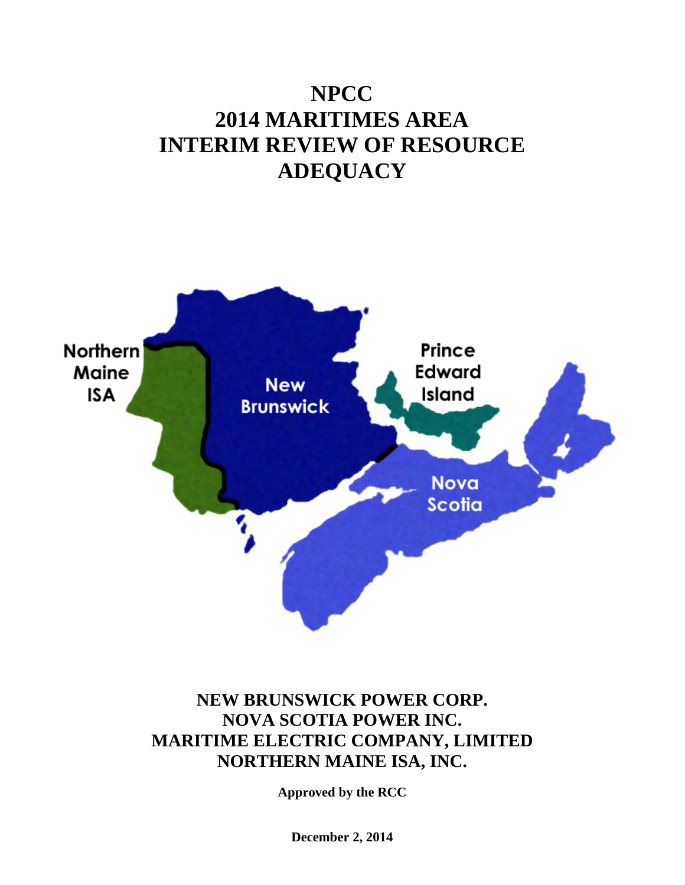# NPCC
# 2014 MARITIMES AREA
# INTERIM REVIEW OF RESOURCE ADEQUACY

Northern Maine ISA

New Brunswick

Prince Edward Island

Nova Scotia

**NEW BRUNSWICK POWER CORP.**
**NOVA SCOTIA POWER INC.**
**MARITIME ELECTRIC COMPANY, LIMITED**
**NORTHERN MAINE ISA, INC.**

**Approved by the RCC**

**December 2, 2014**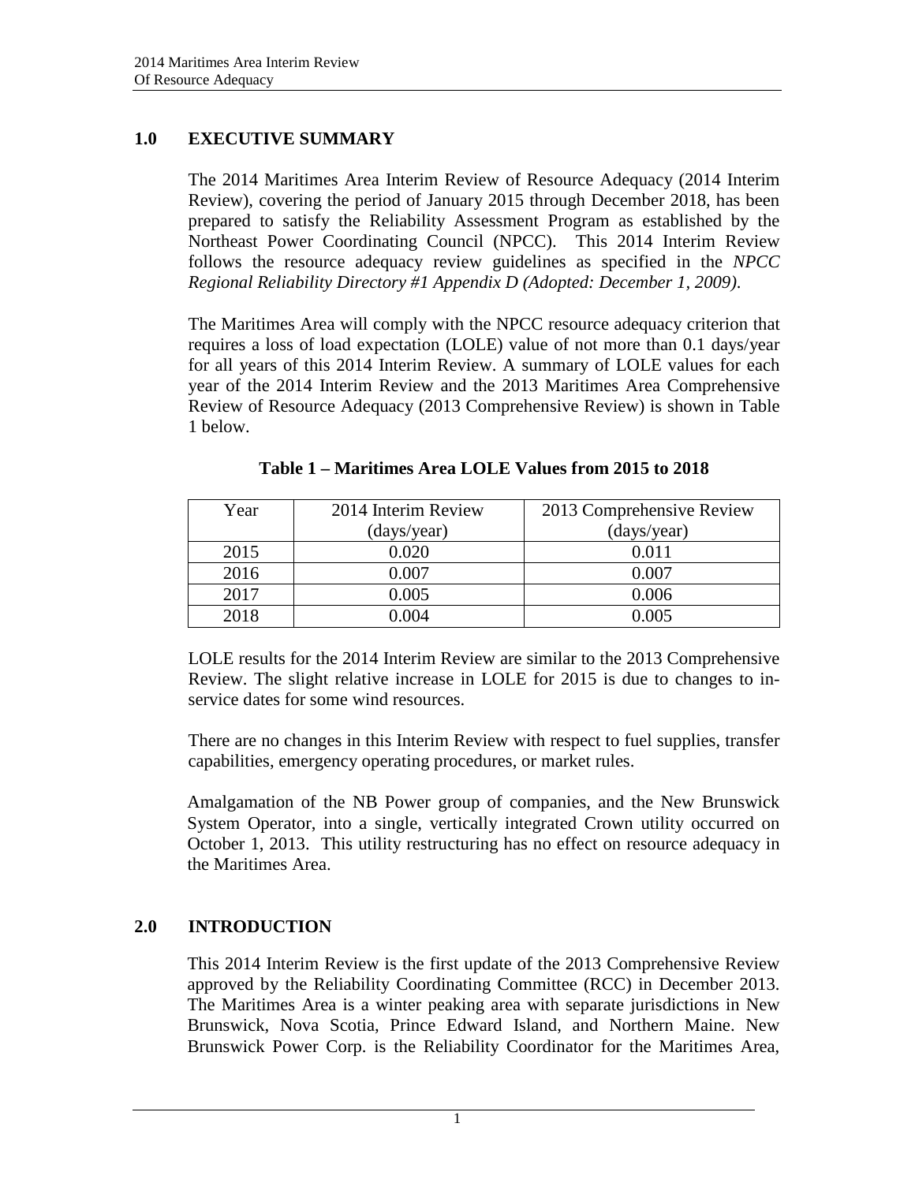## 1.0 EXECUTIVE SUMMARY

The 2014 Maritimes Area Interim Review of Resource Adequacy (2014 Interim Review), covering the period of January 2015 through December 2018, has been prepared to satisfy the Reliability Assessment Program as established by the Northeast Power Coordinating Council (NPCC). This 2014 Interim Review follows the resource adequacy review guidelines as specified in the *NPCC Regional Reliability Directory #1 Appendix D (Adopted: December 1, 2009)*.

The Maritimes Area will comply with the NPCC resource adequacy criterion that requires a loss of load expectation (LOLE) value of not more than 0.1 days/year for all years of this 2014 Interim Review. A summary of LOLE values for each year of the 2014 Interim Review and the 2013 Maritimes Area Comprehensive Review of Resource Adequacy (2013 Comprehensive Review) is shown in Table 1 below.

**Table 1 – Maritimes Area LOLE Values from 2015 to 2018**

| Year | 2014 Interim Review (days/year) | 2013 Comprehensive Review (days/year) |
|---|---|---|
| 2015 | 0.020 | 0.011 |
| 2016 | 0.007 | 0.007 |
| 2017 | 0.005 | 0.006 |
| 2018 | 0.004 | 0.005 |

LOLE results for the 2014 Interim Review are similar to the 2013 Comprehensive Review. The slight relative increase in LOLE for 2015 is due to changes to in-service dates for some wind resources.

There are no changes in this Interim Review with respect to fuel supplies, transfer capabilities, emergency operating procedures, or market rules.

Amalgamation of the NB Power group of companies, and the New Brunswick System Operator, into a single, vertically integrated Crown utility occurred on October 1, 2013. This utility restructuring has no effect on resource adequacy in the Maritimes Area.

## 2.0 INTRODUCTION

This 2014 Interim Review is the first update of the 2013 Comprehensive Review approved by the Reliability Coordinating Committee (RCC) in December 2013. The Maritimes Area is a winter peaking area with separate jurisdictions in New Brunswick, Nova Scotia, Prince Edward Island, and Northern Maine. New Brunswick Power Corp. is the Reliability Coordinator for the Maritimes Area,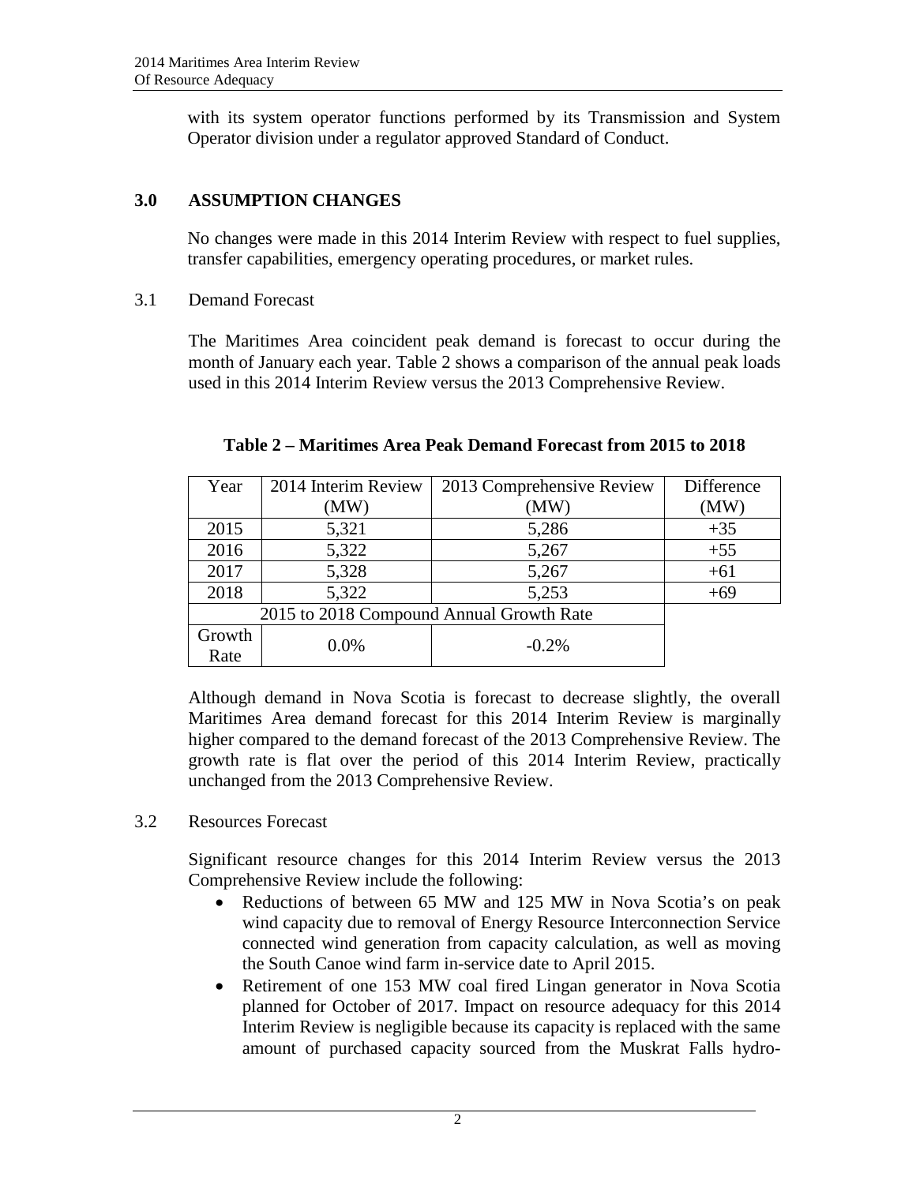with its system operator functions performed by its Transmission and System Operator division under a regulator approved Standard of Conduct.

## 3.0 ASSUMPTION CHANGES

No changes were made in this 2014 Interim Review with respect to fuel supplies, transfer capabilities, emergency operating procedures, or market rules.

### 3.1 Demand Forecast

The Maritimes Area coincident peak demand is forecast to occur during the month of January each year. Table 2 shows a comparison of the annual peak loads used in this 2014 Interim Review versus the 2013 Comprehensive Review.

**Table 2 – Maritimes Area Peak Demand Forecast from 2015 to 2018**

| Year | 2014 Interim Review (MW) | 2013 Comprehensive Review (MW) | Difference (MW) |
|---|---|---|---|
| 2015 | 5,321 | 5,286 | +35 |
| 2016 | 5,322 | 5,267 | +55 |
| 2017 | 5,328 | 5,267 | +61 |
| 2018 | 5,322 | 5,253 | +69 |
| 2015 to 2018 Compound Annual Growth Rate | | | |
| Growth Rate | 0.0% | -0.2% | |

Although demand in Nova Scotia is forecast to decrease slightly, the overall Maritimes Area demand forecast for this 2014 Interim Review is marginally higher compared to the demand forecast of the 2013 Comprehensive Review. The growth rate is flat over the period of this 2014 Interim Review, practically unchanged from the 2013 Comprehensive Review.

### 3.2 Resources Forecast

Significant resource changes for this 2014 Interim Review versus the 2013 Comprehensive Review include the following:

- Reductions of between 65 MW and 125 MW in Nova Scotia's on peak wind capacity due to removal of Energy Resource Interconnection Service connected wind generation from capacity calculation, as well as moving the South Canoe wind farm in-service date to April 2015.
- Retirement of one 153 MW coal fired Lingan generator in Nova Scotia planned for October of 2017. Impact on resource adequacy for this 2014 Interim Review is negligible because its capacity is replaced with the same amount of purchased capacity sourced from the Muskrat Falls hydro-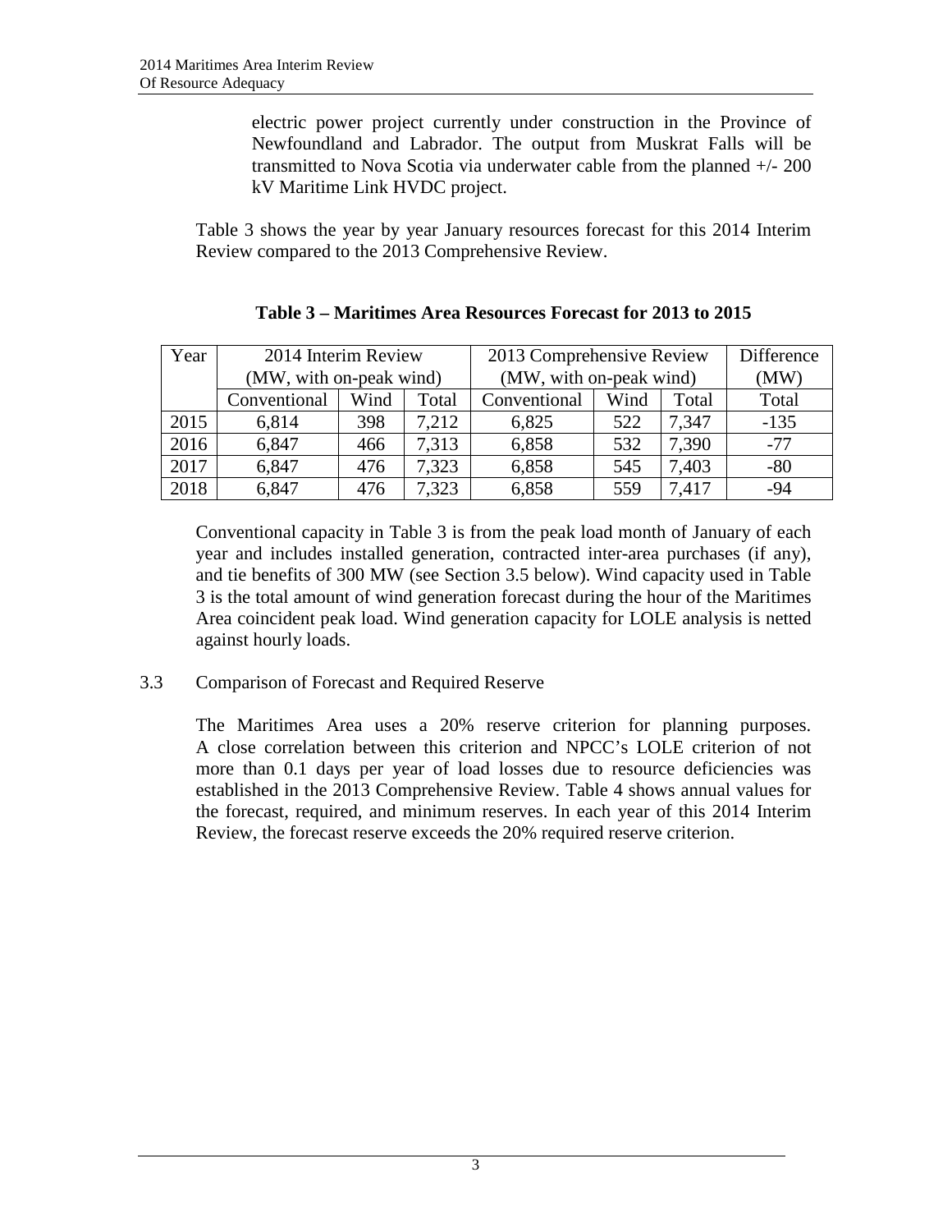electric power project currently under construction in the Province of Newfoundland and Labrador. The output from Muskrat Falls will be transmitted to Nova Scotia via underwater cable from the planned +/- 200 kV Maritime Link HVDC project.

Table 3 shows the year by year January resources forecast for this 2014 Interim Review compared to the 2013 Comprehensive Review.

**Table 3 – Maritimes Area Resources Forecast for 2013 to 2015**

| Year | 2014 Interim Review (MW, with on-peak wind) | | | 2013 Comprehensive Review (MW, with on-peak wind) | | | Difference (MW) |
|---|---|---|---|---|---|---|---|
| | Conventional | Wind | Total | Conventional | Wind | Total | Total |
| 2015 | 6,814 | 398 | 7,212 | 6,825 | 522 | 7,347 | -135 |
| 2016 | 6,847 | 466 | 7,313 | 6,858 | 532 | 7,390 | -77 |
| 2017 | 6,847 | 476 | 7,323 | 6,858 | 545 | 7,403 | -80 |
| 2018 | 6,847 | 476 | 7,323 | 6,858 | 559 | 7,417 | -94 |

Conventional capacity in Table 3 is from the peak load month of January of each year and includes installed generation, contracted inter-area purchases (if any), and tie benefits of 300 MW (see Section 3.5 below). Wind capacity used in Table 3 is the total amount of wind generation forecast during the hour of the Maritimes Area coincident peak load. Wind generation capacity for LOLE analysis is netted against hourly loads.

## 3.3 Comparison of Forecast and Required Reserve

The Maritimes Area uses a 20% reserve criterion for planning purposes. A close correlation between this criterion and NPCC's LOLE criterion of not more than 0.1 days per year of load losses due to resource deficiencies was established in the 2013 Comprehensive Review. Table 4 shows annual values for the forecast, required, and minimum reserves. In each year of this 2014 Interim Review, the forecast reserve exceeds the 20% required reserve criterion.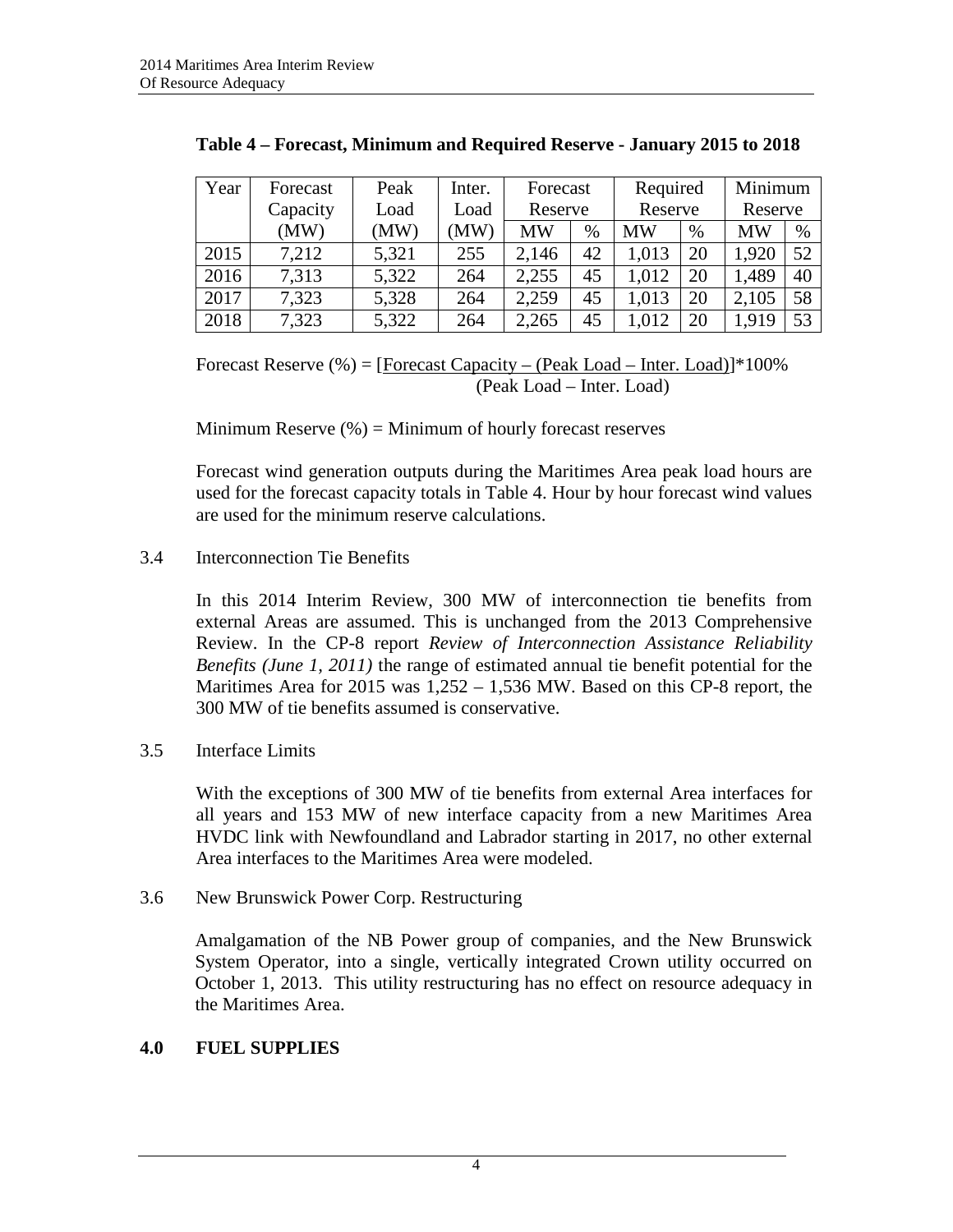**Table 4 – Forecast, Minimum and Required Reserve - January 2015 to 2018**

| Year | Forecast Capacity (MW) | Peak Load (MW) | Inter. Load (MW) | Forecast Reserve | | Required Reserve | | Minimum Reserve | |
|---|---|---|---|---|---|---|---|---|---|
| | | | | MW | % | MW | % | MW | % |
| 2015 | 7,212 | 5,321 | 255 | 2,146 | 42 | 1,013 | 20 | 1,920 | 52 |
| 2016 | 7,313 | 5,322 | 264 | 2,255 | 45 | 1,012 | 20 | 1,489 | 40 |
| 2017 | 7,323 | 5,328 | 264 | 2,259 | 45 | 1,013 | 20 | 2,105 | 58 |
| 2018 | 7,323 | 5,322 | 264 | 2,265 | 45 | 1,012 | 20 | 1,919 | 53 |

$$\text{Forecast Reserve (\%)} = \frac{[\text{Forecast Capacity} - (\text{Peak Load} - \text{Inter. Load})]}{(\text{Peak Load} - \text{Inter. Load})} * 100\%$$

Minimum Reserve (%) = Minimum of hourly forecast reserves

Forecast wind generation outputs during the Maritimes Area peak load hours are used for the forecast capacity totals in Table 4. Hour by hour forecast wind values are used for the minimum reserve calculations.

### 3.4 Interconnection Tie Benefits

In this 2014 Interim Review, 300 MW of interconnection tie benefits from external Areas are assumed. This is unchanged from the 2013 Comprehensive Review. In the CP-8 report *Review of Interconnection Assistance Reliability Benefits (June 1, 2011)* the range of estimated annual tie benefit potential for the Maritimes Area for 2015 was 1,252 – 1,536 MW. Based on this CP-8 report, the 300 MW of tie benefits assumed is conservative.

### 3.5 Interface Limits

With the exceptions of 300 MW of tie benefits from external Area interfaces for all years and 153 MW of new interface capacity from a new Maritimes Area HVDC link with Newfoundland and Labrador starting in 2017, no other external Area interfaces to the Maritimes Area were modeled.

### 3.6 New Brunswick Power Corp. Restructuring

Amalgamation of the NB Power group of companies, and the New Brunswick System Operator, into a single, vertically integrated Crown utility occurred on October 1, 2013. This utility restructuring has no effect on resource adequacy in the Maritimes Area.

## 4.0 FUEL SUPPLIES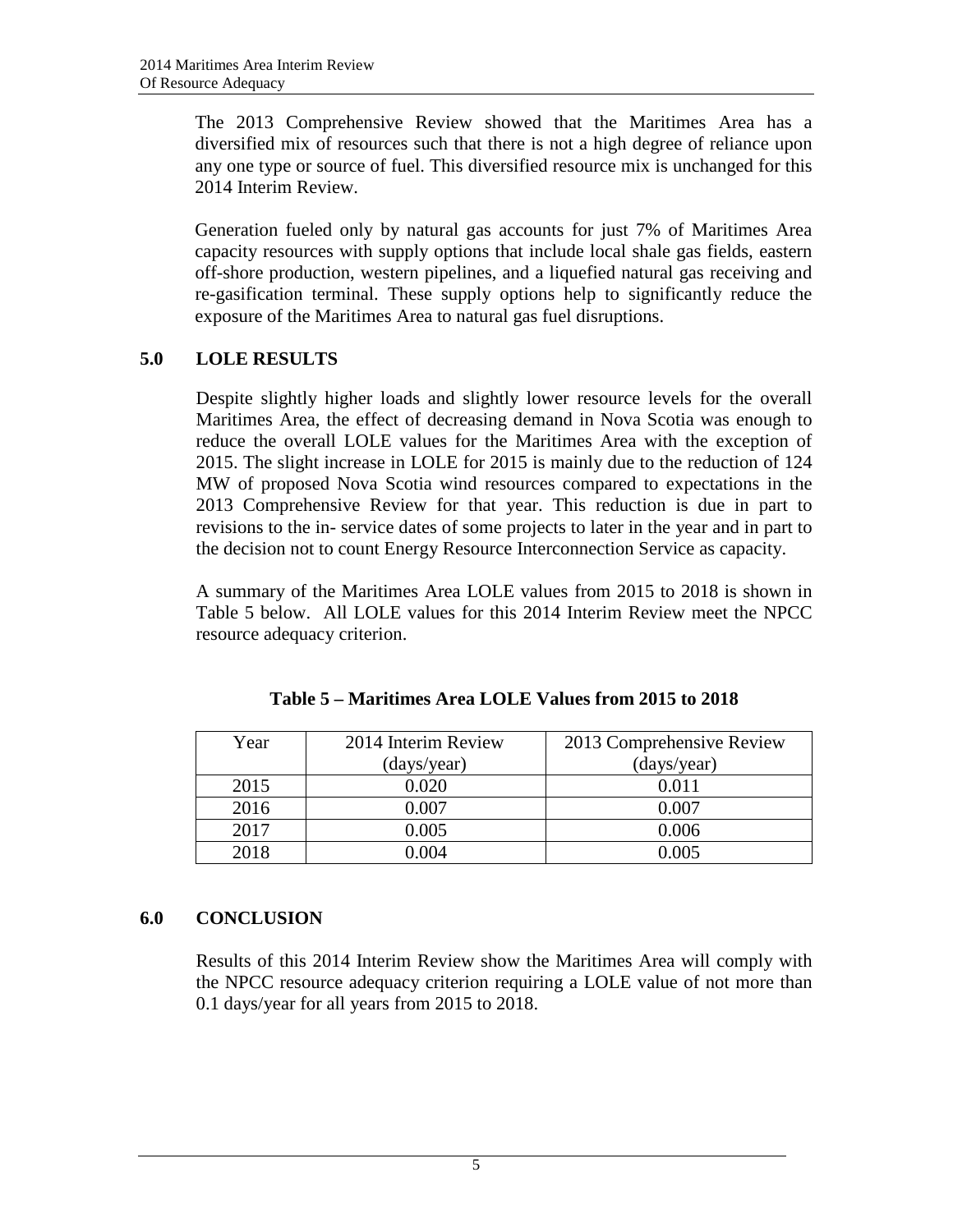The 2013 Comprehensive Review showed that the Maritimes Area has a diversified mix of resources such that there is not a high degree of reliance upon any one type or source of fuel. This diversified resource mix is unchanged for this 2014 Interim Review.

Generation fueled only by natural gas accounts for just 7% of Maritimes Area capacity resources with supply options that include local shale gas fields, eastern off-shore production, western pipelines, and a liquefied natural gas receiving and re-gasification terminal. These supply options help to significantly reduce the exposure of the Maritimes Area to natural gas fuel disruptions.

## 5.0 LOLE RESULTS

Despite slightly higher loads and slightly lower resource levels for the overall Maritimes Area, the effect of decreasing demand in Nova Scotia was enough to reduce the overall LOLE values for the Maritimes Area with the exception of 2015. The slight increase in LOLE for 2015 is mainly due to the reduction of 124 MW of proposed Nova Scotia wind resources compared to expectations in the 2013 Comprehensive Review for that year. This reduction is due in part to revisions to the in- service dates of some projects to later in the year and in part to the decision not to count Energy Resource Interconnection Service as capacity.

A summary of the Maritimes Area LOLE values from 2015 to 2018 is shown in Table 5 below. All LOLE values for this 2014 Interim Review meet the NPCC resource adequacy criterion.

**Table 5 – Maritimes Area LOLE Values from 2015 to 2018**

| Year | 2014 Interim Review (days/year) | 2013 Comprehensive Review (days/year) |
|---|---|---|
| 2015 | 0.020 | 0.011 |
| 2016 | 0.007 | 0.007 |
| 2017 | 0.005 | 0.006 |
| 2018 | 0.004 | 0.005 |

## 6.0 CONCLUSION

Results of this 2014 Interim Review show the Maritimes Area will comply with the NPCC resource adequacy criterion requiring a LOLE value of not more than 0.1 days/year for all years from 2015 to 2018.